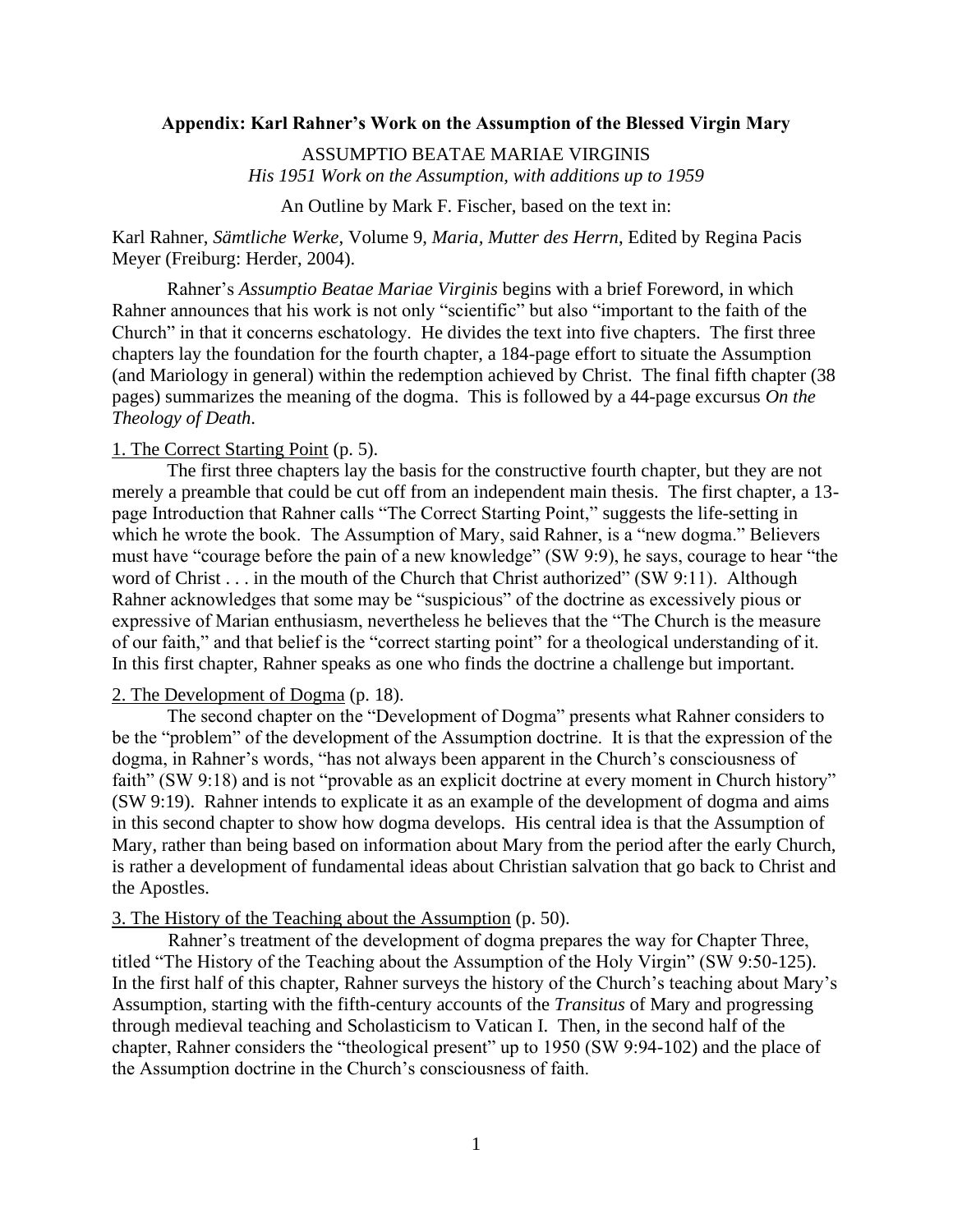**Appendix: Karl Rahner's Work on the Assumption of the Blessed Virgin Mary**

ASSUMPTIO BEATAE MARIAE VIRGINIS
*His 1951 Work on the Assumption, with additions up to 1959*

An Outline by Mark F. Fischer, based on the text in:

Karl Rahner, *Sämtliche Werke*, Volume 9, *Maria, Mutter des Herrn*, Edited by Regina Pacis Meyer (Freiburg: Herder, 2004).

Rahner's *Assumptio Beatae Mariae Virginis* begins with a brief Foreword, in which Rahner announces that his work is not only "scientific" but also "important to the faith of the Church" in that it concerns eschatology. He divides the text into five chapters. The first three chapters lay the foundation for the fourth chapter, a 184-page effort to situate the Assumption (and Mariology in general) within the redemption achieved by Christ. The final fifth chapter (38 pages) summarizes the meaning of the dogma. This is followed by a 44-page excursus *On the Theology of Death*.

1. The Correct Starting Point (p. 5).

The first three chapters lay the basis for the constructive fourth chapter, but they are not merely a preamble that could be cut off from an independent main thesis. The first chapter, a 13-page Introduction that Rahner calls "The Correct Starting Point," suggests the life-setting in which he wrote the book. The Assumption of Mary, said Rahner, is a "new dogma." Believers must have "courage before the pain of a new knowledge" (SW 9:9), he says, courage to hear "the word of Christ . . . in the mouth of the Church that Christ authorized" (SW 9:11). Although Rahner acknowledges that some may be "suspicious" of the doctrine as excessively pious or expressive of Marian enthusiasm, nevertheless he believes that the "The Church is the measure of our faith," and that belief is the "correct starting point" for a theological understanding of it. In this first chapter, Rahner speaks as one who finds the doctrine a challenge but important.

2. The Development of Dogma (p. 18).

The second chapter on the "Development of Dogma" presents what Rahner considers to be the "problem" of the development of the Assumption doctrine. It is that the expression of the dogma, in Rahner's words, "has not always been apparent in the Church's consciousness of faith" (SW 9:18) and is not "provable as an explicit doctrine at every moment in Church history" (SW 9:19). Rahner intends to explicate it as an example of the development of dogma and aims in this second chapter to show how dogma develops. His central idea is that the Assumption of Mary, rather than being based on information about Mary from the period after the early Church, is rather a development of fundamental ideas about Christian salvation that go back to Christ and the Apostles.

3. The History of the Teaching about the Assumption (p. 50).

Rahner's treatment of the development of dogma prepares the way for Chapter Three, titled "The History of the Teaching about the Assumption of the Holy Virgin" (SW 9:50-125). In the first half of this chapter, Rahner surveys the history of the Church's teaching about Mary's Assumption, starting with the fifth-century accounts of the *Transitus* of Mary and progressing through medieval teaching and Scholasticism to Vatican I. Then, in the second half of the chapter, Rahner considers the "theological present" up to 1950 (SW 9:94-102) and the place of the Assumption doctrine in the Church's consciousness of faith.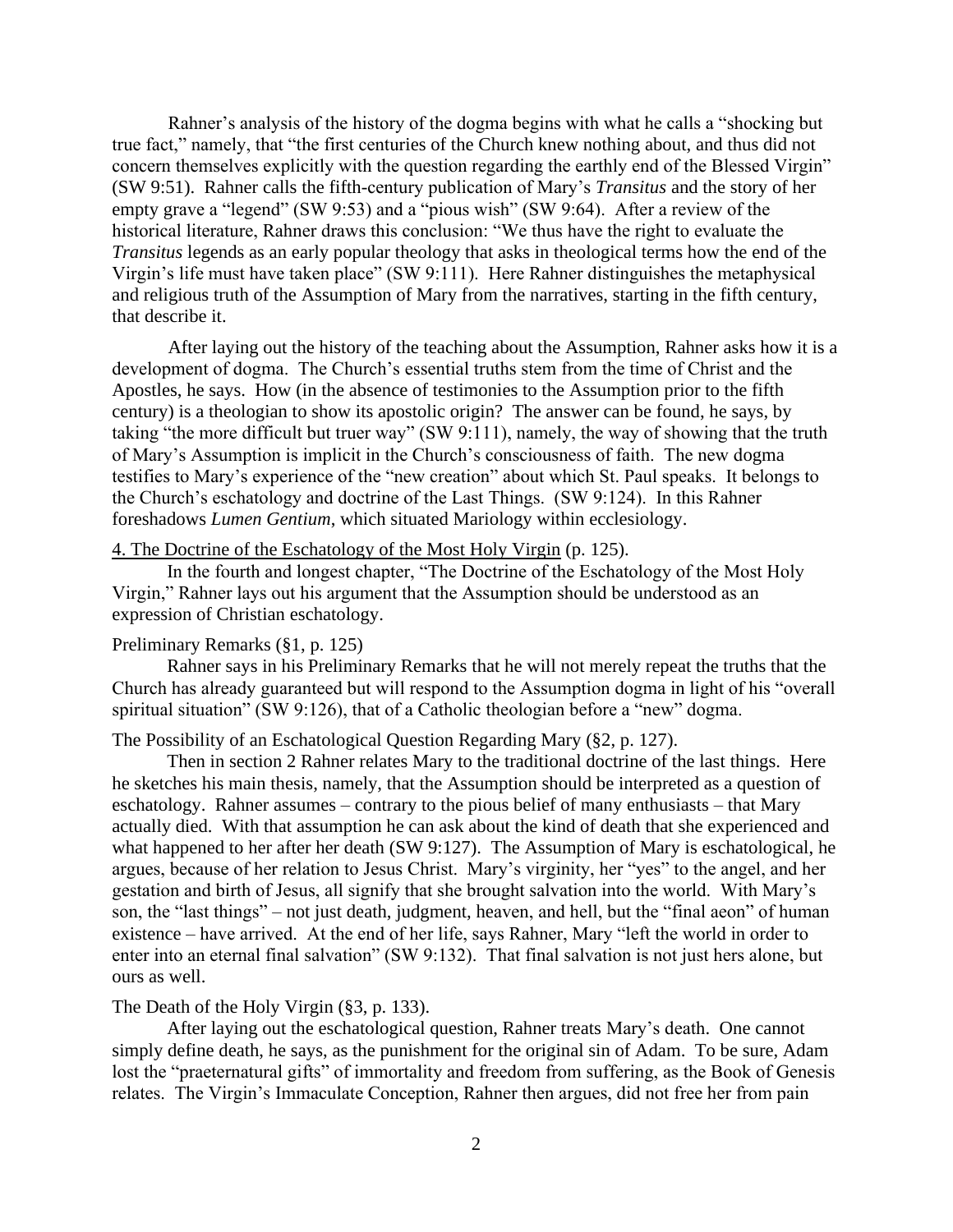Rahner's analysis of the history of the dogma begins with what he calls a "shocking but true fact," namely, that "the first centuries of the Church knew nothing about, and thus did not concern themselves explicitly with the question regarding the earthly end of the Blessed Virgin" (SW 9:51). Rahner calls the fifth-century publication of Mary's *Transitus* and the story of her empty grave a "legend" (SW 9:53) and a "pious wish" (SW 9:64). After a review of the historical literature, Rahner draws this conclusion: "We thus have the right to evaluate the *Transitus* legends as an early popular theology that asks in theological terms how the end of the Virgin's life must have taken place" (SW 9:111). Here Rahner distinguishes the metaphysical and religious truth of the Assumption of Mary from the narratives, starting in the fifth century, that describe it.

After laying out the history of the teaching about the Assumption, Rahner asks how it is a development of dogma. The Church's essential truths stem from the time of Christ and the Apostles, he says. How (in the absence of testimonies to the Assumption prior to the fifth century) is a theologian to show its apostolic origin? The answer can be found, he says, by taking "the more difficult but truer way" (SW 9:111), namely, the way of showing that the truth of Mary's Assumption is implicit in the Church's consciousness of faith. The new dogma testifies to Mary's experience of the "new creation" about which St. Paul speaks. It belongs to the Church's eschatology and doctrine of the Last Things. (SW 9:124). In this Rahner foreshadows *Lumen Gentium*, which situated Mariology within ecclesiology.

<u>4. The Doctrine of the Eschatology of the Most Holy Virgin</u> (p. 125).

In the fourth and longest chapter, "The Doctrine of the Eschatology of the Most Holy Virgin," Rahner lays out his argument that the Assumption should be understood as an expression of Christian eschatology.

Preliminary Remarks (§1, p. 125)

Rahner says in his Preliminary Remarks that he will not merely repeat the truths that the Church has already guaranteed but will respond to the Assumption dogma in light of his "overall spiritual situation" (SW 9:126), that of a Catholic theologian before a "new" dogma.

The Possibility of an Eschatological Question Regarding Mary (§2, p. 127).

Then in section 2 Rahner relates Mary to the traditional doctrine of the last things. Here he sketches his main thesis, namely, that the Assumption should be interpreted as a question of eschatology. Rahner assumes – contrary to the pious belief of many enthusiasts – that Mary actually died. With that assumption he can ask about the kind of death that she experienced and what happened to her after her death (SW 9:127). The Assumption of Mary is eschatological, he argues, because of her relation to Jesus Christ. Mary's virginity, her "yes" to the angel, and her gestation and birth of Jesus, all signify that she brought salvation into the world. With Mary's son, the "last things" – not just death, judgment, heaven, and hell, but the "final aeon" of human existence – have arrived. At the end of her life, says Rahner, Mary "left the world in order to enter into an eternal final salvation" (SW 9:132). That final salvation is not just hers alone, but ours as well.

The Death of the Holy Virgin (§3, p. 133).

After laying out the eschatological question, Rahner treats Mary's death. One cannot simply define death, he says, as the punishment for the original sin of Adam. To be sure, Adam lost the "praeternatural gifts" of immortality and freedom from suffering, as the Book of Genesis relates. The Virgin's Immaculate Conception, Rahner then argues, did not free her from pain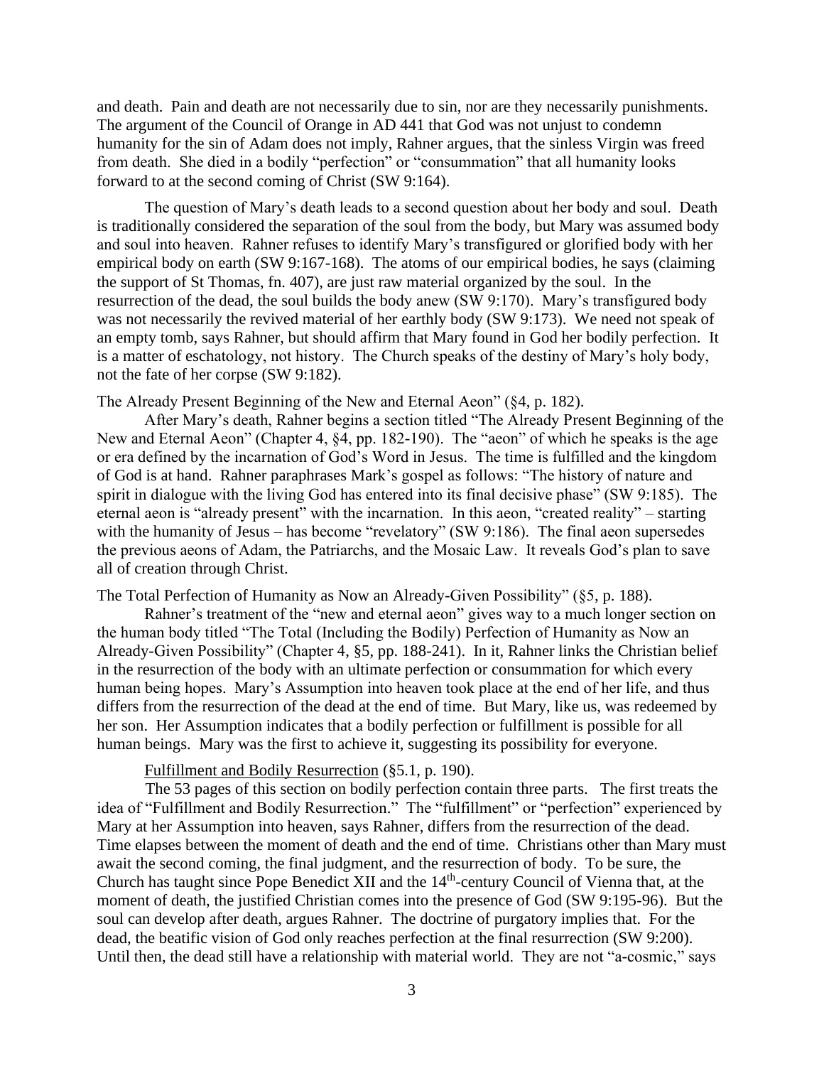and death. Pain and death are not necessarily due to sin, nor are they necessarily punishments. The argument of the Council of Orange in AD 441 that God was not unjust to condemn humanity for the sin of Adam does not imply, Rahner argues, that the sinless Virgin was freed from death. She died in a bodily "perfection" or "consummation" that all humanity looks forward to at the second coming of Christ (SW 9:164).

The question of Mary's death leads to a second question about her body and soul. Death is traditionally considered the separation of the soul from the body, but Mary was assumed body and soul into heaven. Rahner refuses to identify Mary's transfigured or glorified body with her empirical body on earth (SW 9:167-168). The atoms of our empirical bodies, he says (claiming the support of St Thomas, fn. 407), are just raw material organized by the soul. In the resurrection of the dead, the soul builds the body anew (SW 9:170). Mary's transfigured body was not necessarily the revived material of her earthly body (SW 9:173). We need not speak of an empty tomb, says Rahner, but should affirm that Mary found in God her bodily perfection. It is a matter of eschatology, not history. The Church speaks of the destiny of Mary's holy body, not the fate of her corpse (SW 9:182).

The Already Present Beginning of the New and Eternal Aeon" (§4, p. 182).

After Mary's death, Rahner begins a section titled "The Already Present Beginning of the New and Eternal Aeon" (Chapter 4, §4, pp. 182-190). The "aeon" of which he speaks is the age or era defined by the incarnation of God's Word in Jesus. The time is fulfilled and the kingdom of God is at hand. Rahner paraphrases Mark's gospel as follows: "The history of nature and spirit in dialogue with the living God has entered into its final decisive phase" (SW 9:185). The eternal aeon is "already present" with the incarnation. In this aeon, "created reality" – starting with the humanity of Jesus – has become "revelatory" (SW 9:186). The final aeon supersedes the previous aeons of Adam, the Patriarchs, and the Mosaic Law. It reveals God's plan to save all of creation through Christ.

The Total Perfection of Humanity as Now an Already-Given Possibility" (§5, p. 188).

Rahner's treatment of the "new and eternal aeon" gives way to a much longer section on the human body titled "The Total (Including the Bodily) Perfection of Humanity as Now an Already-Given Possibility" (Chapter 4, §5, pp. 188-241). In it, Rahner links the Christian belief in the resurrection of the body with an ultimate perfection or consummation for which every human being hopes. Mary's Assumption into heaven took place at the end of her life, and thus differs from the resurrection of the dead at the end of time. But Mary, like us, was redeemed by her son. Her Assumption indicates that a bodily perfection or fulfillment is possible for all human beings. Mary was the first to achieve it, suggesting its possibility for everyone.

<u>Fulfillment and Bodily Resurrection</u> (§5.1, p. 190).

The 53 pages of this section on bodily perfection contain three parts. The first treats the idea of "Fulfillment and Bodily Resurrection." The "fulfillment" or "perfection" experienced by Mary at her Assumption into heaven, says Rahner, differs from the resurrection of the dead. Time elapses between the moment of death and the end of time. Christians other than Mary must await the second coming, the final judgment, and the resurrection of body. To be sure, the Church has taught since Pope Benedict XII and the 14th-century Council of Vienna that, at the moment of death, the justified Christian comes into the presence of God (SW 9:195-96). But the soul can develop after death, argues Rahner. The doctrine of purgatory implies that. For the dead, the beatific vision of God only reaches perfection at the final resurrection (SW 9:200). Until then, the dead still have a relationship with material world. They are not "a-cosmic," says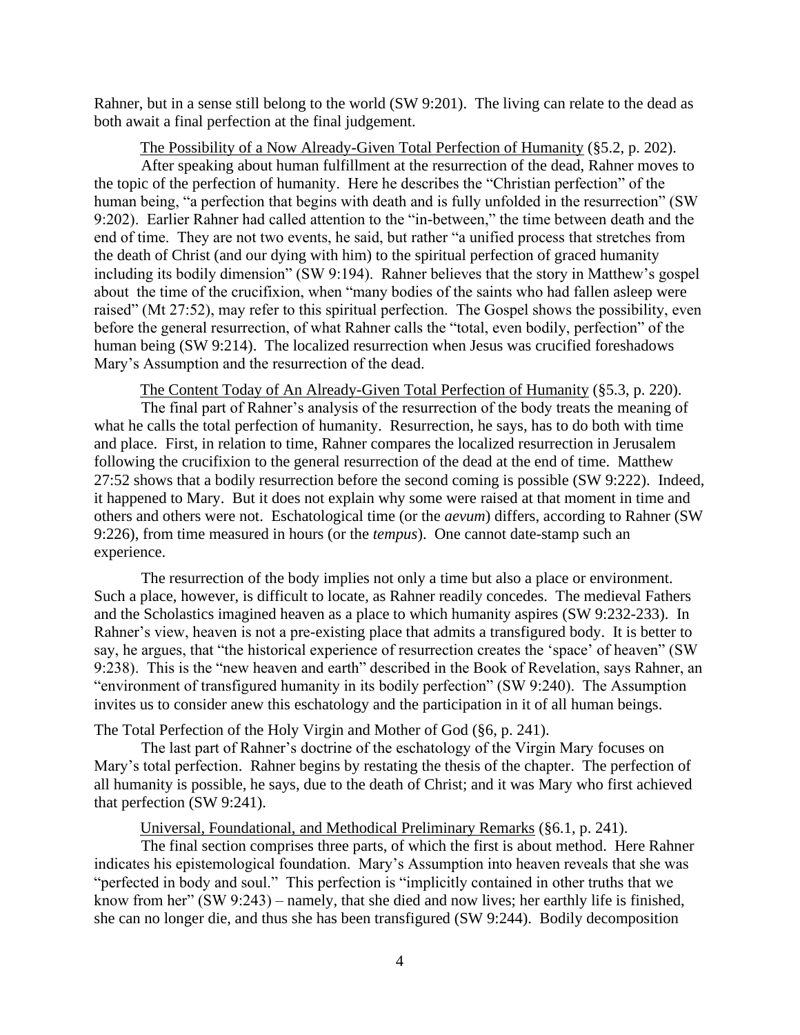Rahner, but in a sense still belong to the world (SW 9:201). The living can relate to the dead as both await a final perfection at the final judgement.

<u>The Possibility of a Now Already-Given Total Perfection of Humanity</u> (§5.2, p. 202).

After speaking about human fulfillment at the resurrection of the dead, Rahner moves to the topic of the perfection of humanity. Here he describes the "Christian perfection" of the human being, "a perfection that begins with death and is fully unfolded in the resurrection" (SW 9:202). Earlier Rahner had called attention to the "in-between," the time between death and the end of time. They are not two events, he said, but rather "a unified process that stretches from the death of Christ (and our dying with him) to the spiritual perfection of graced humanity including its bodily dimension" (SW 9:194). Rahner believes that the story in Matthew's gospel about the time of the crucifixion, when "many bodies of the saints who had fallen asleep were raised" (Mt 27:52), may refer to this spiritual perfection. The Gospel shows the possibility, even before the general resurrection, of what Rahner calls the "total, even bodily, perfection" of the human being (SW 9:214). The localized resurrection when Jesus was crucified foreshadows Mary's Assumption and the resurrection of the dead.

<u>The Content Today of An Already-Given Total Perfection of Humanity</u> (§5.3, p. 220).

The final part of Rahner's analysis of the resurrection of the body treats the meaning of what he calls the total perfection of humanity. Resurrection, he says, has to do both with time and place. First, in relation to time, Rahner compares the localized resurrection in Jerusalem following the crucifixion to the general resurrection of the dead at the end of time. Matthew 27:52 shows that a bodily resurrection before the second coming is possible (SW 9:222). Indeed, it happened to Mary. But it does not explain why some were raised at that moment in time and others and others were not. Eschatological time (or the *aevum*) differs, according to Rahner (SW 9:226), from time measured in hours (or the *tempus*). One cannot date-stamp such an experience.

The resurrection of the body implies not only a time but also a place or environment. Such a place, however, is difficult to locate, as Rahner readily concedes. The medieval Fathers and the Scholastics imagined heaven as a place to which humanity aspires (SW 9:232-233). In Rahner's view, heaven is not a pre-existing place that admits a transfigured body. It is better to say, he argues, that "the historical experience of resurrection creates the 'space' of heaven" (SW 9:238). This is the "new heaven and earth" described in the Book of Revelation, says Rahner, an "environment of transfigured humanity in its bodily perfection" (SW 9:240). The Assumption invites us to consider anew this eschatology and the participation in it of all human beings.

The Total Perfection of the Holy Virgin and Mother of God (§6, p. 241).

The last part of Rahner's doctrine of the eschatology of the Virgin Mary focuses on Mary's total perfection. Rahner begins by restating the thesis of the chapter. The perfection of all humanity is possible, he says, due to the death of Christ; and it was Mary who first achieved that perfection (SW 9:241).

<u>Universal, Foundational, and Methodical Preliminary Remarks</u> (§6.1, p. 241).

The final section comprises three parts, of which the first is about method. Here Rahner indicates his epistemological foundation. Mary's Assumption into heaven reveals that she was "perfected in body and soul." This perfection is "implicitly contained in other truths that we know from her" (SW 9:243) – namely, that she died and now lives; her earthly life is finished, she can no longer die, and thus she has been transfigured (SW 9:244). Bodily decomposition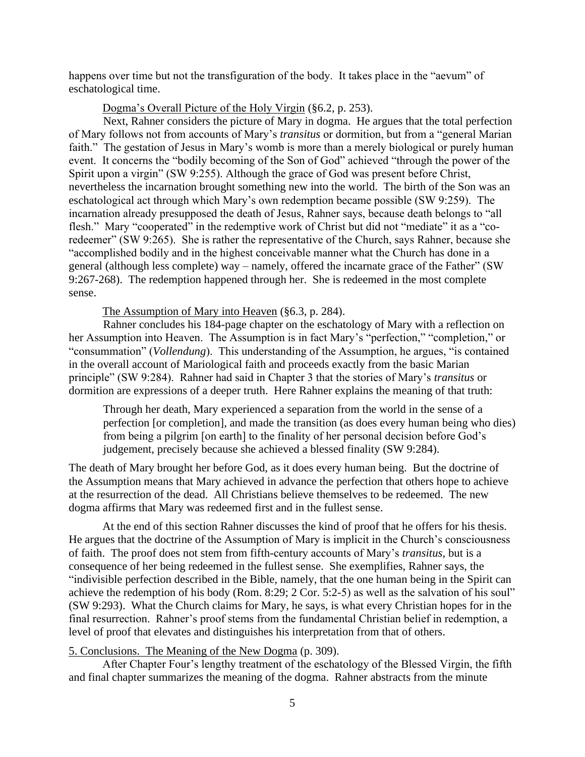happens over time but not the transfiguration of the body. It takes place in the "aevum" of eschatological time.

Dogma's Overall Picture of the Holy Virgin (§6.2, p. 253).

Next, Rahner considers the picture of Mary in dogma. He argues that the total perfection of Mary follows not from accounts of Mary's *transitus* or dormition, but from a "general Marian faith." The gestation of Jesus in Mary's womb is more than a merely biological or purely human event. It concerns the "bodily becoming of the Son of God" achieved "through the power of the Spirit upon a virgin" (SW 9:255). Although the grace of God was present before Christ, nevertheless the incarnation brought something new into the world. The birth of the Son was an eschatological act through which Mary's own redemption became possible (SW 9:259). The incarnation already presupposed the death of Jesus, Rahner says, because death belongs to "all flesh." Mary "cooperated" in the redemptive work of Christ but did not "mediate" it as a "co-redeemer" (SW 9:265). She is rather the representative of the Church, says Rahner, because she "accomplished bodily and in the highest conceivable manner what the Church has done in a general (although less complete) way – namely, offered the incarnate grace of the Father" (SW 9:267-268). The redemption happened through her. She is redeemed in the most complete sense.

The Assumption of Mary into Heaven (§6.3, p. 284).

Rahner concludes his 184-page chapter on the eschatology of Mary with a reflection on her Assumption into Heaven. The Assumption is in fact Mary's "perfection," "completion," or "consummation" (*Vollendung*). This understanding of the Assumption, he argues, "is contained in the overall account of Mariological faith and proceeds exactly from the basic Marian principle" (SW 9:284). Rahner had said in Chapter 3 that the stories of Mary's *transitus* or dormition are expressions of a deeper truth. Here Rahner explains the meaning of that truth:

> Through her death, Mary experienced a separation from the world in the sense of a perfection [or completion], and made the transition (as does every human being who dies) from being a pilgrim [on earth] to the finality of her personal decision before God's judgement, precisely because she achieved a blessed finality (SW 9:284).

The death of Mary brought her before God, as it does every human being. But the doctrine of the Assumption means that Mary achieved in advance the perfection that others hope to achieve at the resurrection of the dead. All Christians believe themselves to be redeemed. The new dogma affirms that Mary was redeemed first and in the fullest sense.

At the end of this section Rahner discusses the kind of proof that he offers for his thesis. He argues that the doctrine of the Assumption of Mary is implicit in the Church's consciousness of faith. The proof does not stem from fifth-century accounts of Mary's *transitus*, but is a consequence of her being redeemed in the fullest sense. She exemplifies, Rahner says, the "indivisible perfection described in the Bible, namely, that the one human being in the Spirit can achieve the redemption of his body (Rom. 8:29; 2 Cor. 5:2-5) as well as the salvation of his soul" (SW 9:293). What the Church claims for Mary, he says, is what every Christian hopes for in the final resurrection. Rahner's proof stems from the fundamental Christian belief in redemption, a level of proof that elevates and distinguishes his interpretation from that of others.

5. Conclusions. The Meaning of the New Dogma (p. 309).

After Chapter Four's lengthy treatment of the eschatology of the Blessed Virgin, the fifth and final chapter summarizes the meaning of the dogma. Rahner abstracts from the minute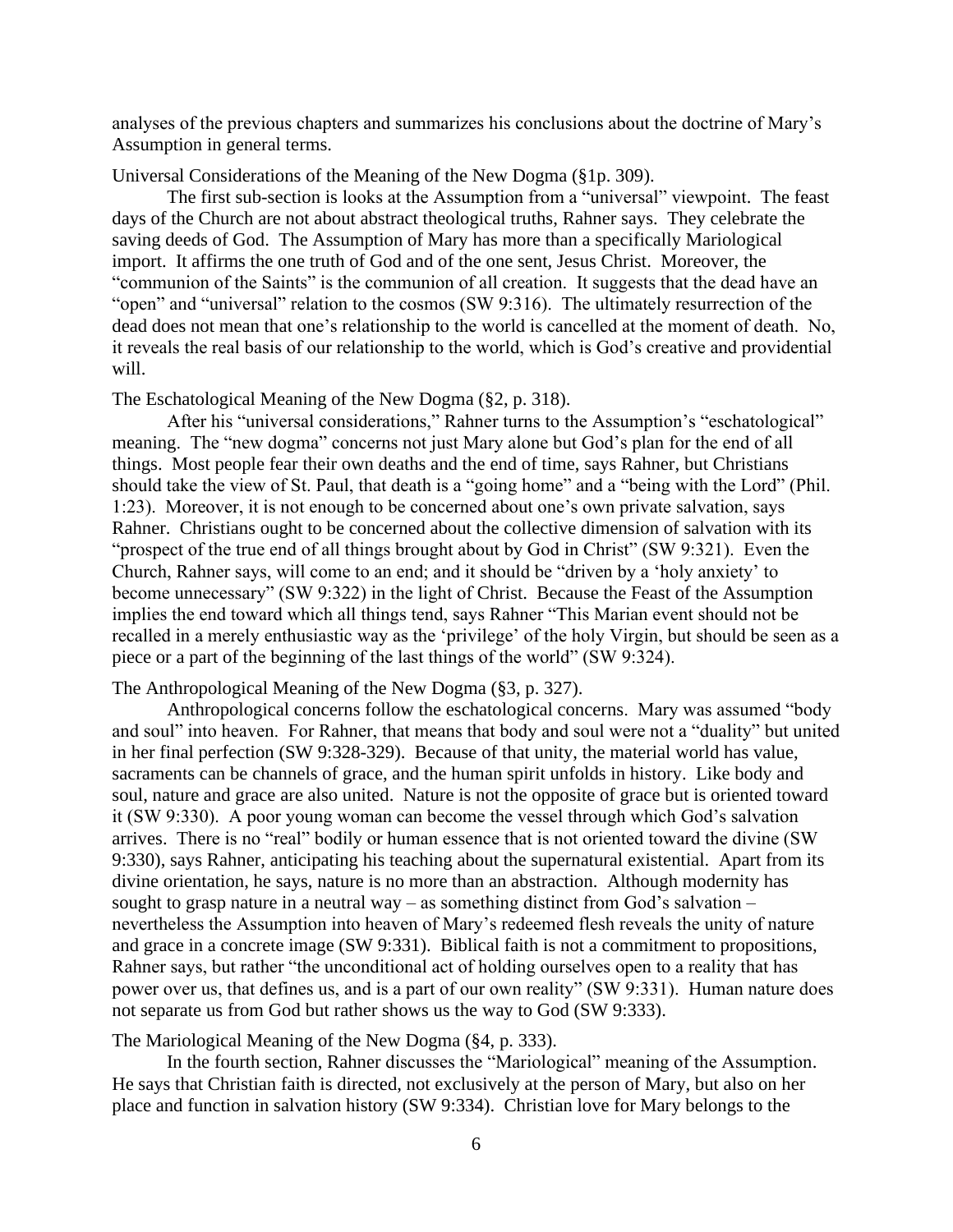analyses of the previous chapters and summarizes his conclusions about the doctrine of Mary's Assumption in general terms.

Universal Considerations of the Meaning of the New Dogma (§1p. 309).

The first sub-section is looks at the Assumption from a "universal" viewpoint. The feast days of the Church are not about abstract theological truths, Rahner says. They celebrate the saving deeds of God. The Assumption of Mary has more than a specifically Mariological import. It affirms the one truth of God and of the one sent, Jesus Christ. Moreover, the "communion of the Saints" is the communion of all creation. It suggests that the dead have an "open" and "universal" relation to the cosmos (SW 9:316). The ultimately resurrection of the dead does not mean that one's relationship to the world is cancelled at the moment of death. No, it reveals the real basis of our relationship to the world, which is God's creative and providential will.

The Eschatological Meaning of the New Dogma (§2, p. 318).

After his "universal considerations," Rahner turns to the Assumption's "eschatological" meaning. The "new dogma" concerns not just Mary alone but God's plan for the end of all things. Most people fear their own deaths and the end of time, says Rahner, but Christians should take the view of St. Paul, that death is a "going home" and a "being with the Lord" (Phil. 1:23). Moreover, it is not enough to be concerned about one's own private salvation, says Rahner. Christians ought to be concerned about the collective dimension of salvation with its "prospect of the true end of all things brought about by God in Christ" (SW 9:321). Even the Church, Rahner says, will come to an end; and it should be "driven by a 'holy anxiety' to become unnecessary" (SW 9:322) in the light of Christ. Because the Feast of the Assumption implies the end toward which all things tend, says Rahner "This Marian event should not be recalled in a merely enthusiastic way as the 'privilege' of the holy Virgin, but should be seen as a piece or a part of the beginning of the last things of the world" (SW 9:324).

The Anthropological Meaning of the New Dogma (§3, p. 327).

Anthropological concerns follow the eschatological concerns. Mary was assumed "body and soul" into heaven. For Rahner, that means that body and soul were not a "duality" but united in her final perfection (SW 9:328-329). Because of that unity, the material world has value, sacraments can be channels of grace, and the human spirit unfolds in history. Like body and soul, nature and grace are also united. Nature is not the opposite of grace but is oriented toward it (SW 9:330). A poor young woman can become the vessel through which God's salvation arrives. There is no "real" bodily or human essence that is not oriented toward the divine (SW 9:330), says Rahner, anticipating his teaching about the supernatural existential. Apart from its divine orientation, he says, nature is no more than an abstraction. Although modernity has sought to grasp nature in a neutral way – as something distinct from God's salvation – nevertheless the Assumption into heaven of Mary's redeemed flesh reveals the unity of nature and grace in a concrete image (SW 9:331). Biblical faith is not a commitment to propositions, Rahner says, but rather "the unconditional act of holding ourselves open to a reality that has power over us, that defines us, and is a part of our own reality" (SW 9:331). Human nature does not separate us from God but rather shows us the way to God (SW 9:333).

The Mariological Meaning of the New Dogma (§4, p. 333).

In the fourth section, Rahner discusses the "Mariological" meaning of the Assumption. He says that Christian faith is directed, not exclusively at the person of Mary, but also on her place and function in salvation history (SW 9:334). Christian love for Mary belongs to the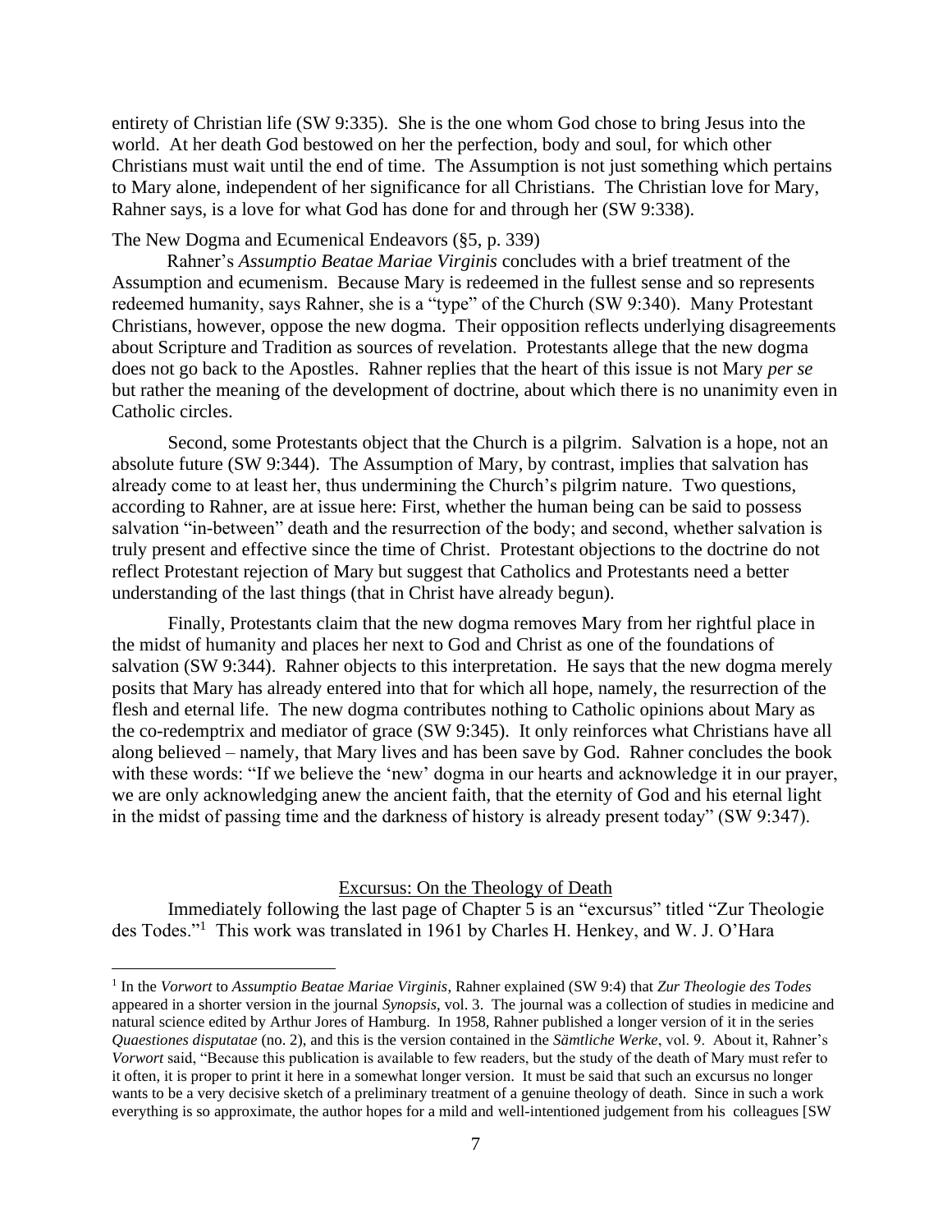entirety of Christian life (SW 9:335). She is the one whom God chose to bring Jesus into the world. At her death God bestowed on her the perfection, body and soul, for which other Christians must wait until the end of time. The Assumption is not just something which pertains to Mary alone, independent of her significance for all Christians. The Christian love for Mary, Rahner says, is a love for what God has done for and through her (SW 9:338).

The New Dogma and Ecumenical Endeavors (§5, p. 339)

Rahner's *Assumptio Beatae Mariae Virginis* concludes with a brief treatment of the Assumption and ecumenism. Because Mary is redeemed in the fullest sense and so represents redeemed humanity, says Rahner, she is a "type" of the Church (SW 9:340). Many Protestant Christians, however, oppose the new dogma. Their opposition reflects underlying disagreements about Scripture and Tradition as sources of revelation. Protestants allege that the new dogma does not go back to the Apostles. Rahner replies that the heart of this issue is not Mary *per se* but rather the meaning of the development of doctrine, about which there is no unanimity even in Catholic circles.

Second, some Protestants object that the Church is a pilgrim. Salvation is a hope, not an absolute future (SW 9:344). The Assumption of Mary, by contrast, implies that salvation has already come to at least her, thus undermining the Church's pilgrim nature. Two questions, according to Rahner, are at issue here: First, whether the human being can be said to possess salvation "in-between" death and the resurrection of the body; and second, whether salvation is truly present and effective since the time of Christ. Protestant objections to the doctrine do not reflect Protestant rejection of Mary but suggest that Catholics and Protestants need a better understanding of the last things (that in Christ have already begun).

Finally, Protestants claim that the new dogma removes Mary from her rightful place in the midst of humanity and places her next to God and Christ as one of the foundations of salvation (SW 9:344). Rahner objects to this interpretation. He says that the new dogma merely posits that Mary has already entered into that for which all hope, namely, the resurrection of the flesh and eternal life. The new dogma contributes nothing to Catholic opinions about Mary as the co-redemptrix and mediator of grace (SW 9:345). It only reinforces what Christians have all along believed – namely, that Mary lives and has been save by God. Rahner concludes the book with these words: "If we believe the 'new' dogma in our hearts and acknowledge it in our prayer, we are only acknowledging anew the ancient faith, that the eternity of God and his eternal light in the midst of passing time and the darkness of history is already present today" (SW 9:347).

## Excursus: On the Theology of Death

Immediately following the last page of Chapter 5 is an "excursus" titled "Zur Theologie des Todes."[1] This work was translated in 1961 by Charles H. Henkey, and W. J. O'Hara

[1] In the *Vorwort* to *Assumptio Beatae Mariae Virginis*, Rahner explained (SW 9:4) that *Zur Theologie des Todes* appeared in a shorter version in the journal *Synopsis*, vol. 3. The journal was a collection of studies in medicine and natural science edited by Arthur Jores of Hamburg. In 1958, Rahner published a longer version of it in the series *Quaestiones disputatae* (no. 2), and this is the version contained in the *Sämtliche Werke*, vol. 9. About it, Rahner's *Vorwort* said, "Because this publication is available to few readers, but the study of the death of Mary must refer to it often, it is proper to print it here in a somewhat longer version. It must be said that such an excursus no longer wants to be a very decisive sketch of a preliminary treatment of a genuine theology of death. Since in such a work everything is so approximate, the author hopes for a mild and well-intentioned judgement from his colleagues [SW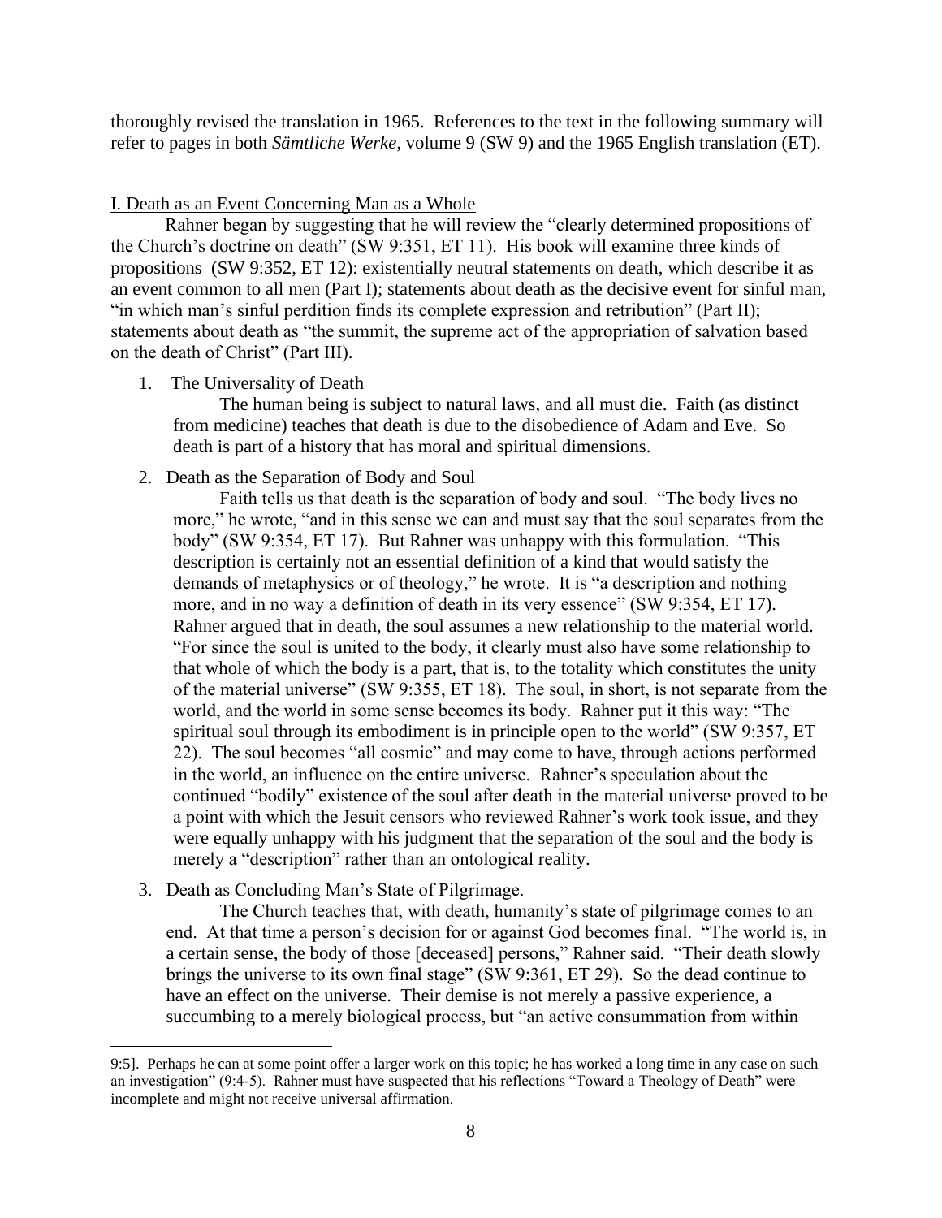thoroughly revised the translation in 1965. References to the text in the following summary will refer to pages in both *Sämtliche Werke*, volume 9 (SW 9) and the 1965 English translation (ET).

## I. Death as an Event Concerning Man as a Whole

Rahner began by suggesting that he will review the "clearly determined propositions of the Church's doctrine on death" (SW 9:351, ET 11). His book will examine three kinds of propositions (SW 9:352, ET 12): existentially neutral statements on death, which describe it as an event common to all men (Part I); statements about death as the decisive event for sinful man, "in which man's sinful perdition finds its complete expression and retribution" (Part II); statements about death as "the summit, the supreme act of the appropriation of salvation based on the death of Christ" (Part III).

1. The Universality of Death

   The human being is subject to natural laws, and all must die. Faith (as distinct from medicine) teaches that death is due to the disobedience of Adam and Eve. So death is part of a history that has moral and spiritual dimensions.

2. Death as the Separation of Body and Soul

   Faith tells us that death is the separation of body and soul. "The body lives no more," he wrote, "and in this sense we can and must say that the soul separates from the body" (SW 9:354, ET 17). But Rahner was unhappy with this formulation. "This description is certainly not an essential definition of a kind that would satisfy the demands of metaphysics or of theology," he wrote. It is "a description and nothing more, and in no way a definition of death in its very essence" (SW 9:354, ET 17). Rahner argued that in death, the soul assumes a new relationship to the material world. "For since the soul is united to the body, it clearly must also have some relationship to that whole of which the body is a part, that is, to the totality which constitutes the unity of the material universe" (SW 9:355, ET 18). The soul, in short, is not separate from the world, and the world in some sense becomes its body. Rahner put it this way: "The spiritual soul through its embodiment is in principle open to the world" (SW 9:357, ET 22). The soul becomes "all cosmic" and may come to have, through actions performed in the world, an influence on the entire universe. Rahner's speculation about the continued "bodily" existence of the soul after death in the material universe proved to be a point with which the Jesuit censors who reviewed Rahner's work took issue, and they were equally unhappy with his judgment that the separation of the soul and the body is merely a "description" rather than an ontological reality.

3. Death as Concluding Man's State of Pilgrimage.

   The Church teaches that, with death, humanity's state of pilgrimage comes to an end. At that time a person's decision for or against God becomes final. "The world is, in a certain sense, the body of those [deceased] persons," Rahner said. "Their death slowly brings the universe to its own final stage" (SW 9:361, ET 29). So the dead continue to have an effect on the universe. Their demise is not merely a passive experience, a succumbing to a merely biological process, but "an active consummation from within

---

9:5]. Perhaps he can at some point offer a larger work on this topic; he has worked a long time in any case on such an investigation" (9:4-5). Rahner must have suspected that his reflections "Toward a Theology of Death" were incomplete and might not receive universal affirmation.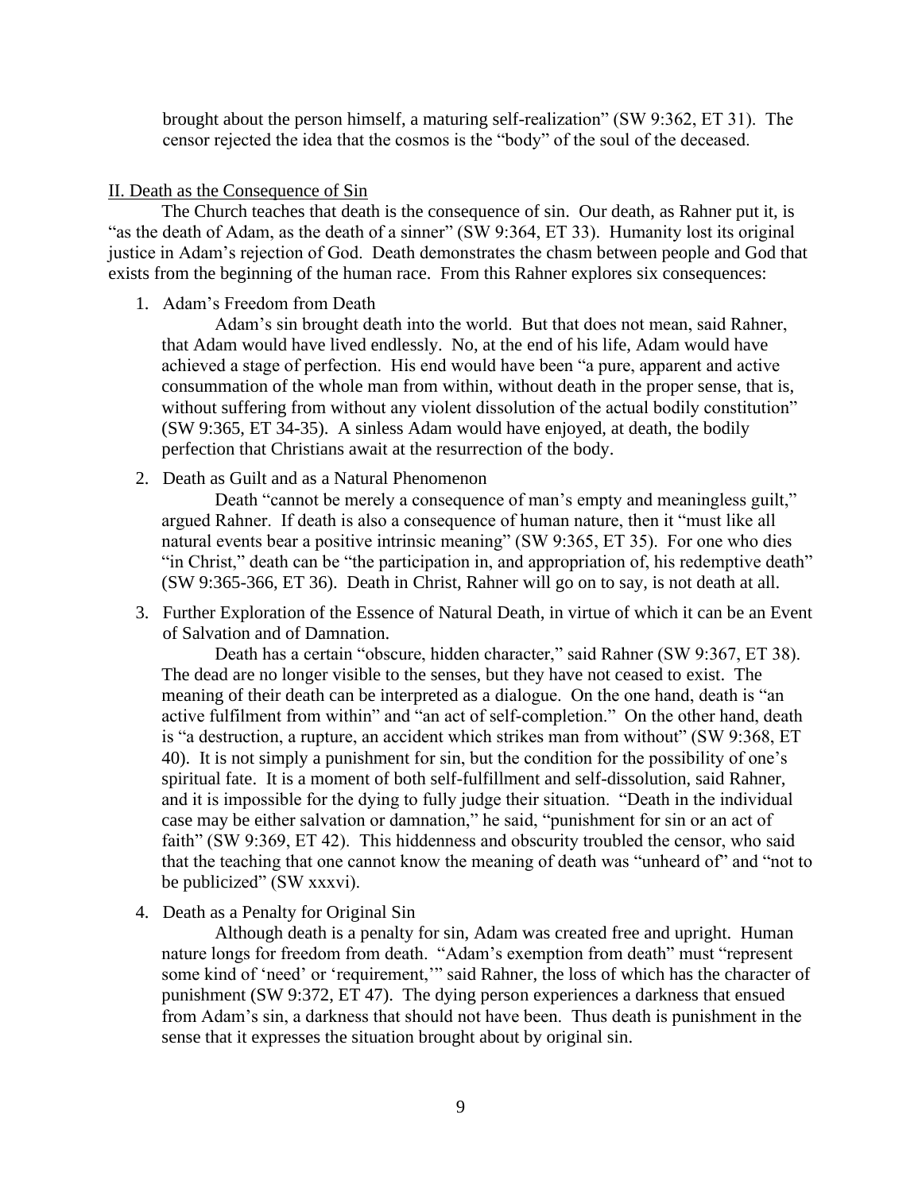brought about the person himself, a maturing self-realization" (SW 9:362, ET 31). The censor rejected the idea that the cosmos is the "body" of the soul of the deceased.

## II. Death as the Consequence of Sin

The Church teaches that death is the consequence of sin. Our death, as Rahner put it, is "as the death of Adam, as the death of a sinner" (SW 9:364, ET 33). Humanity lost its original justice in Adam's rejection of God. Death demonstrates the chasm between people and God that exists from the beginning of the human race. From this Rahner explores six consequences:

1. Adam's Freedom from Death

   Adam's sin brought death into the world. But that does not mean, said Rahner, that Adam would have lived endlessly. No, at the end of his life, Adam would have achieved a stage of perfection. His end would have been "a pure, apparent and active consummation of the whole man from within, without death in the proper sense, that is, without suffering from without any violent dissolution of the actual bodily constitution" (SW 9:365, ET 34-35). A sinless Adam would have enjoyed, at death, the bodily perfection that Christians await at the resurrection of the body.

2. Death as Guilt and as a Natural Phenomenon

   Death "cannot be merely a consequence of man's empty and meaningless guilt," argued Rahner. If death is also a consequence of human nature, then it "must like all natural events bear a positive intrinsic meaning" (SW 9:365, ET 35). For one who dies "in Christ," death can be "the participation in, and appropriation of, his redemptive death" (SW 9:365-366, ET 36). Death in Christ, Rahner will go on to say, is not death at all.

3. Further Exploration of the Essence of Natural Death, in virtue of which it can be an Event of Salvation and of Damnation.

   Death has a certain "obscure, hidden character," said Rahner (SW 9:367, ET 38). The dead are no longer visible to the senses, but they have not ceased to exist. The meaning of their death can be interpreted as a dialogue. On the one hand, death is "an active fulfilment from within" and "an act of self-completion." On the other hand, death is "a destruction, a rupture, an accident which strikes man from without" (SW 9:368, ET 40). It is not simply a punishment for sin, but the condition for the possibility of one's spiritual fate. It is a moment of both self-fulfillment and self-dissolution, said Rahner, and it is impossible for the dying to fully judge their situation. "Death in the individual case may be either salvation or damnation," he said, "punishment for sin or an act of faith" (SW 9:369, ET 42). This hiddenness and obscurity troubled the censor, who said that the teaching that one cannot know the meaning of death was "unheard of" and "not to be publicized" (SW xxxvi).

4. Death as a Penalty for Original Sin

   Although death is a penalty for sin, Adam was created free and upright. Human nature longs for freedom from death. "Adam's exemption from death" must "represent some kind of 'need' or 'requirement,'" said Rahner, the loss of which has the character of punishment (SW 9:372, ET 47). The dying person experiences a darkness that ensued from Adam's sin, a darkness that should not have been. Thus death is punishment in the sense that it expresses the situation brought about by original sin.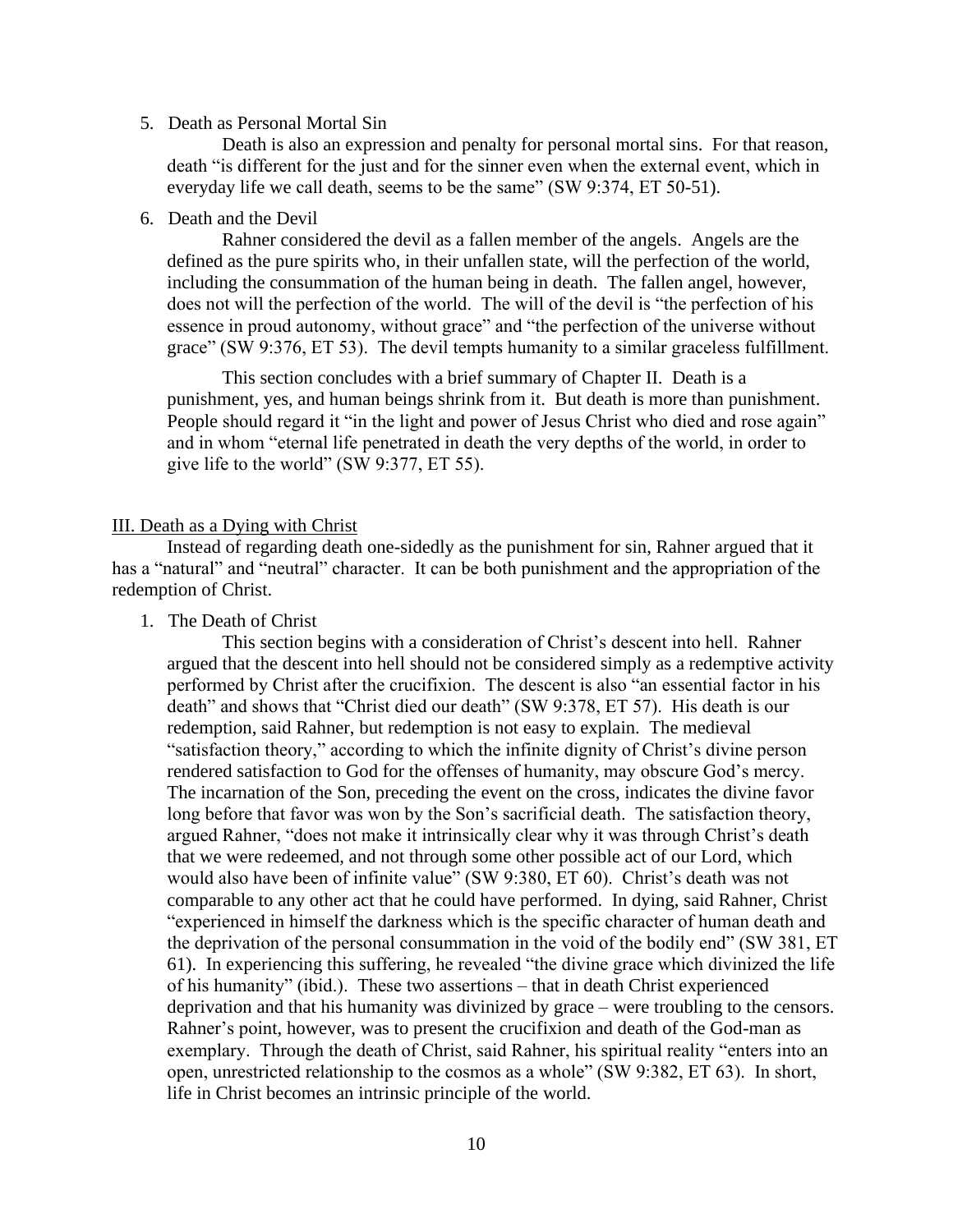5. Death as Personal Mortal Sin

Death is also an expression and penalty for personal mortal sins. For that reason, death "is different for the just and for the sinner even when the external event, which in everyday life we call death, seems to be the same" (SW 9:374, ET 50-51).

6. Death and the Devil

Rahner considered the devil as a fallen member of the angels. Angels are the defined as the pure spirits who, in their unfallen state, will the perfection of the world, including the consummation of the human being in death. The fallen angel, however, does not will the perfection of the world. The will of the devil is "the perfection of his essence in proud autonomy, without grace" and "the perfection of the universe without grace" (SW 9:376, ET 53). The devil tempts humanity to a similar graceless fulfillment.

This section concludes with a brief summary of Chapter II. Death is a punishment, yes, and human beings shrink from it. But death is more than punishment. People should regard it "in the light and power of Jesus Christ who died and rose again" and in whom "eternal life penetrated in death the very depths of the world, in order to give life to the world" (SW 9:377, ET 55).

<u>III. Death as a Dying with Christ</u>

Instead of regarding death one-sidedly as the punishment for sin, Rahner argued that it has a "natural" and "neutral" character. It can be both punishment and the appropriation of the redemption of Christ.

1. The Death of Christ

This section begins with a consideration of Christ's descent into hell. Rahner argued that the descent into hell should not be considered simply as a redemptive activity performed by Christ after the crucifixion. The descent is also "an essential factor in his death" and shows that "Christ died our death" (SW 9:378, ET 57). His death is our redemption, said Rahner, but redemption is not easy to explain. The medieval "satisfaction theory," according to which the infinite dignity of Christ's divine person rendered satisfaction to God for the offenses of humanity, may obscure God's mercy. The incarnation of the Son, preceding the event on the cross, indicates the divine favor long before that favor was won by the Son's sacrificial death. The satisfaction theory, argued Rahner, "does not make it intrinsically clear why it was through Christ's death that we were redeemed, and not through some other possible act of our Lord, which would also have been of infinite value" (SW 9:380, ET 60). Christ's death was not comparable to any other act that he could have performed. In dying, said Rahner, Christ "experienced in himself the darkness which is the specific character of human death and the deprivation of the personal consummation in the void of the bodily end" (SW 381, ET 61). In experiencing this suffering, he revealed "the divine grace which divinized the life of his humanity" (ibid.). These two assertions – that in death Christ experienced deprivation and that his humanity was divinized by grace – were troubling to the censors. Rahner's point, however, was to present the crucifixion and death of the God-man as exemplary. Through the death of Christ, said Rahner, his spiritual reality "enters into an open, unrestricted relationship to the cosmos as a whole" (SW 9:382, ET 63). In short, life in Christ becomes an intrinsic principle of the world.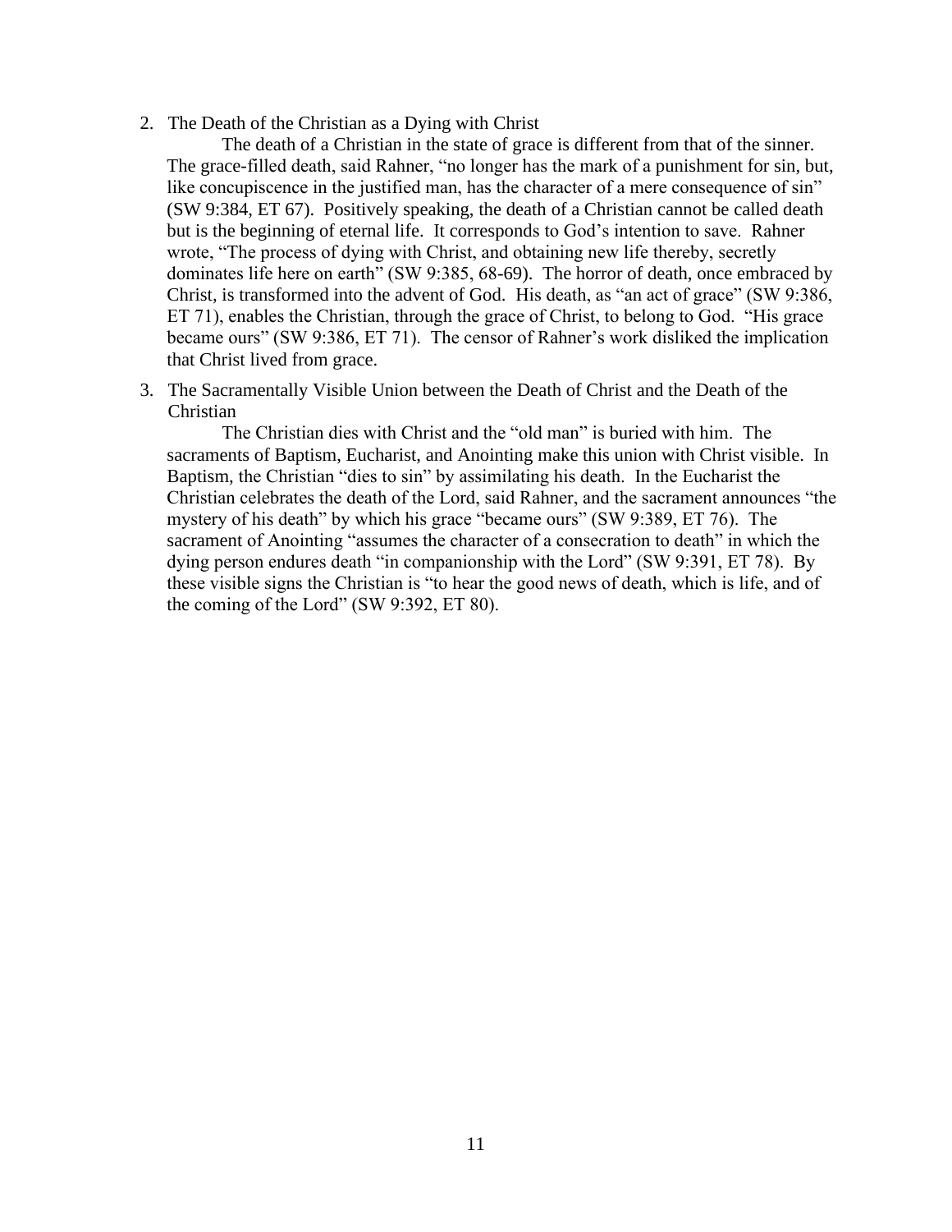2. The Death of the Christian as a Dying with Christ

The death of a Christian in the state of grace is different from that of the sinner. The grace-filled death, said Rahner, "no longer has the mark of a punishment for sin, but, like concupiscence in the justified man, has the character of a mere consequence of sin" (SW 9:384, ET 67). Positively speaking, the death of a Christian cannot be called death but is the beginning of eternal life. It corresponds to God's intention to save. Rahner wrote, "The process of dying with Christ, and obtaining new life thereby, secretly dominates life here on earth" (SW 9:385, 68-69). The horror of death, once embraced by Christ, is transformed into the advent of God. His death, as "an act of grace" (SW 9:386, ET 71), enables the Christian, through the grace of Christ, to belong to God. "His grace became ours" (SW 9:386, ET 71). The censor of Rahner's work disliked the implication that Christ lived from grace.

3. The Sacramentally Visible Union between the Death of Christ and the Death of the Christian

The Christian dies with Christ and the "old man" is buried with him. The sacraments of Baptism, Eucharist, and Anointing make this union with Christ visible. In Baptism, the Christian "dies to sin" by assimilating his death. In the Eucharist the Christian celebrates the death of the Lord, said Rahner, and the sacrament announces "the mystery of his death" by which his grace "became ours" (SW 9:389, ET 76). The sacrament of Anointing "assumes the character of a consecration to death" in which the dying person endures death "in companionship with the Lord" (SW 9:391, ET 78). By these visible signs the Christian is "to hear the good news of death, which is life, and of the coming of the Lord" (SW 9:392, ET 80).